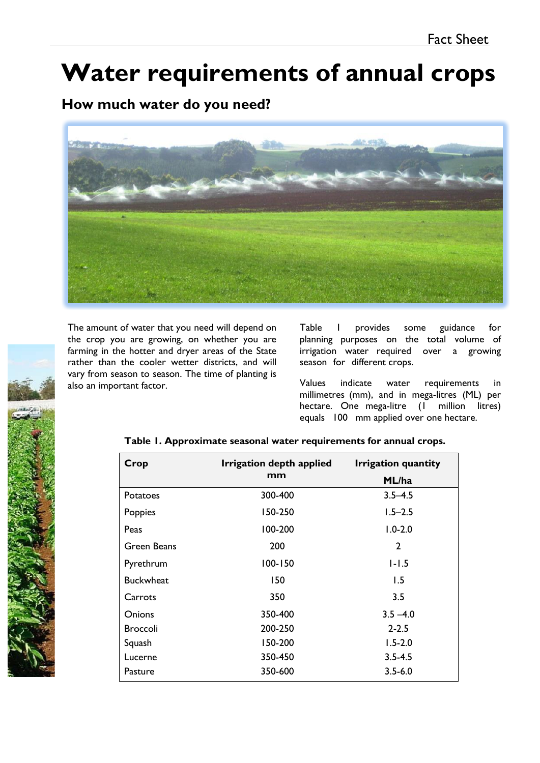Fact Sheet

# Water requirements of annual crops

## How much water do you need?

The amount of water that you need will depend on the crop you are growing, on whether you are farming in the hotter and dryer areas of the State rather than the cooler wetter districts, and will vary from season to season. The time of planting is also an important factor.

Table 1 provides some guidance for planning purposes on the total volume of irrigation water required over a growing season for different crops.

Values indicate water requirements in millimetres (mm), and in mega-litres (ML) per hectare. One mega-litre (1 million litres) equals 100 mm applied over one hectare.

**Table 1. Approximate seasonal water requirements for annual crops.**

| Crop | Irrigation depth applied mm | Irrigation quantity ML/ha |
|---|---|---|
| Potatoes | 300-400 | 3.5–4.5 |
| Poppies | 150-250 | 1.5–2.5 |
| Peas | 100-200 | 1.0-2.0 |
| Green Beans | 200 | 2 |
| Pyrethrum | 100-150 | 1-1.5 |
| Buckwheat | 150 | 1.5 |
| Carrots | 350 | 3.5 |
| Onions | 350-400 | 3.5 –4.0 |
| Broccoli | 200-250 | 2-2.5 |
| Squash | 150-200 | 1.5-2.0 |
| Lucerne | 350-450 | 3.5-4.5 |
| Pasture | 350-600 | 3.5-6.0 |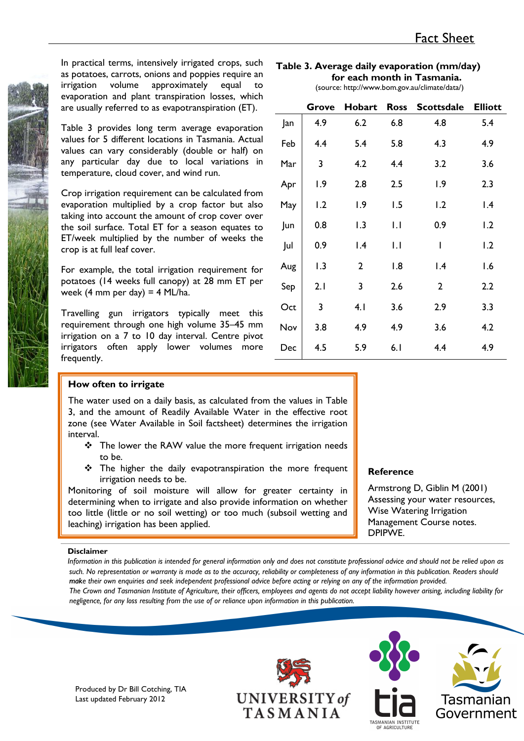In practical terms, intensively irrigated crops, such as potatoes, carrots, onions and poppies require an irrigation volume approximately equal to evaporation and plant transpiration losses, which are usually referred to as evapotranspiration (ET).

Table 3 provides long term average evaporation values for 5 different locations in Tasmania. Actual values can vary considerably (double or half) on any particular day due to local variations in temperature, cloud cover, and wind run.

Crop irrigation requirement can be calculated from evaporation multiplied by a crop factor but also taking into account the amount of crop cover over the soil surface. Total ET for a season equates to ET/week multiplied by the number of weeks the crop is at full leaf cover.

For example, the total irrigation requirement for potatoes (14 weeks full canopy) at 28 mm ET per week (4 mm per day) = 4 ML/ha.

Travelling gun irrigators typically meet this requirement through one high volume 35–45 mm irrigation on a 7 to 10 day interval. Centre pivot irrigators often apply lower volumes more frequently.

**Table 3. Average daily evaporation (mm/day) for each month in Tasmania.**
(source: http://www.bom.gov.au/climate/data/)

| | Grove | Hobart | Ross | Scottsdale | Elliott |
|---|---|---|---|---|---|
| Jan | 4.9 | 6.2 | 6.8 | 4.8 | 5.4 |
| Feb | 4.4 | 5.4 | 5.8 | 4.3 | 4.9 |
| Mar | 3 | 4.2 | 4.4 | 3.2 | 3.6 |
| Apr | 1.9 | 2.8 | 2.5 | 1.9 | 2.3 |
| May | 1.2 | 1.9 | 1.5 | 1.2 | 1.4 |
| Jun | 0.8 | 1.3 | 1.1 | 0.9 | 1.2 |
| Jul | 0.9 | 1.4 | 1.1 | 1 | 1.2 |
| Aug | 1.3 | 2 | 1.8 | 1.4 | 1.6 |
| Sep | 2.1 | 3 | 2.6 | 2 | 2.2 |
| Oct | 3 | 4.1 | 3.6 | 2.9 | 3.3 |
| Nov | 3.8 | 4.9 | 4.9 | 3.6 | 4.2 |
| Dec | 4.5 | 5.9 | 6.1 | 4.4 | 4.9 |

### How often to irrigate

The water used on a daily basis, as calculated from the values in Table 3, and the amount of Readily Available Water in the effective root zone (see Water Available in Soil factsheet) determines the irrigation interval.

- The lower the RAW value the more frequent irrigation needs to be.
- The higher the daily evapotranspiration the more frequent irrigation needs to be.

Monitoring of soil moisture will allow for greater certainty in determining when to irrigate and also provide information on whether too little (little or no soil wetting) or too much (subsoil wetting and leaching) irrigation has been applied.

### Reference

Armstrong D, Giblin M (2001) Assessing your water resources, Wise Watering Irrigation Management Course notes. DPIPWE.

**Disclaimer**

*Information in this publication is intended for general information only and does not constitute professional advice and should not be relied upon as such. No representation or warranty is made as to the accuracy, reliability or completeness of any information in this publication. Readers should make their own enquiries and seek independent professional advice before acting or relying on any of the information provided.*

*The Crown and Tasmanian Institute of Agriculture, their officers, employees and agents do not accept liability however arising, including liability for negligence, for any loss resulting from the use of or reliance upon information in this publication.*

Produced by Dr Bill Cotching, TIA
Last updated February 2012